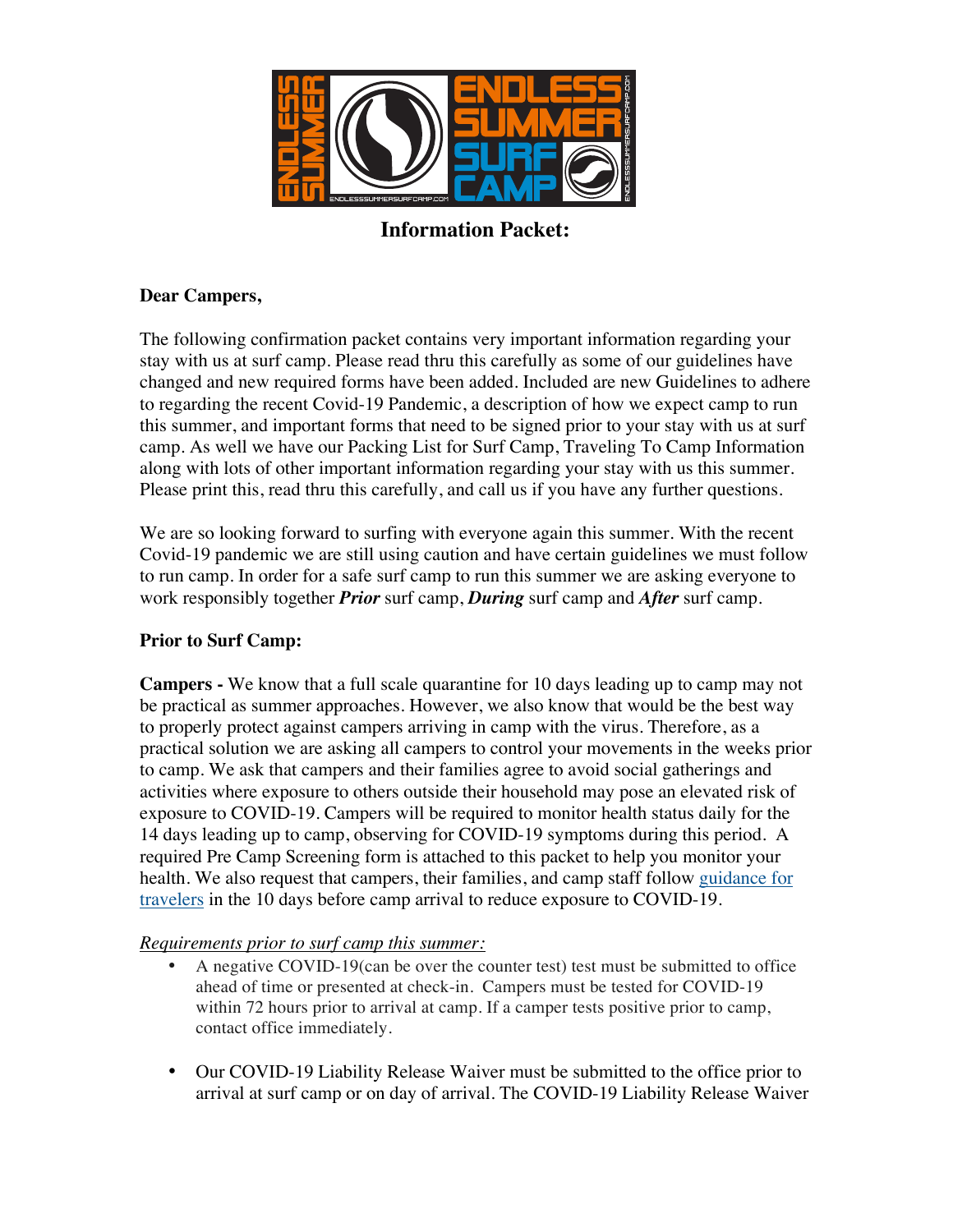# Information Packet:

**Dear Campers,**

The following confirmation packet contains very important information regarding your stay with us at surf camp. Please read thru this carefully as some of our guidelines have changed and new required forms have been added. Included are new Guidelines to adhere to regarding the recent Covid-19 Pandemic, a description of how we expect camp to run this summer, and important forms that need to be signed prior to your stay with us at surf camp. As well we have our Packing List for Surf Camp, Traveling To Camp Information along with lots of other important information regarding your stay with us this summer. Please print this, read thru this carefully, and call us if you have any further questions.

We are so looking forward to surfing with everyone again this summer. With the recent Covid-19 pandemic we are still using caution and have certain guidelines we must follow to run camp. In order for a safe surf camp to run this summer we are asking everyone to work responsibly together ***Prior*** surf camp, ***During*** surf camp and ***After*** surf camp.

**Prior to Surf Camp:**

**Campers -** We know that a full scale quarantine for 10 days leading up to camp may not be practical as summer approaches. However, we also know that would be the best way to properly protect against campers arriving in camp with the virus. Therefore, as a practical solution we are asking all campers to control your movements in the weeks prior to camp. We ask that campers and their families agree to avoid social gatherings and activities where exposure to others outside their household may pose an elevated risk of exposure to COVID-19. Campers will be required to monitor health status daily for the 14 days leading up to camp, observing for COVID-19 symptoms during this period. A required Pre Camp Screening form is attached to this packet to help you monitor your health. We also request that campers, their families, and camp staff follow guidance for travelers in the 10 days before camp arrival to reduce exposure to COVID-19.

*Requirements prior to surf camp this summer:*

- A negative COVID-19(can be over the counter test) test must be submitted to office ahead of time or presented at check-in. Campers must be tested for COVID-19 within 72 hours prior to arrival at camp. If a camper tests positive prior to camp, contact office immediately.
- Our COVID-19 Liability Release Waiver must be submitted to the office prior to arrival at surf camp or on day of arrival. The COVID-19 Liability Release Waiver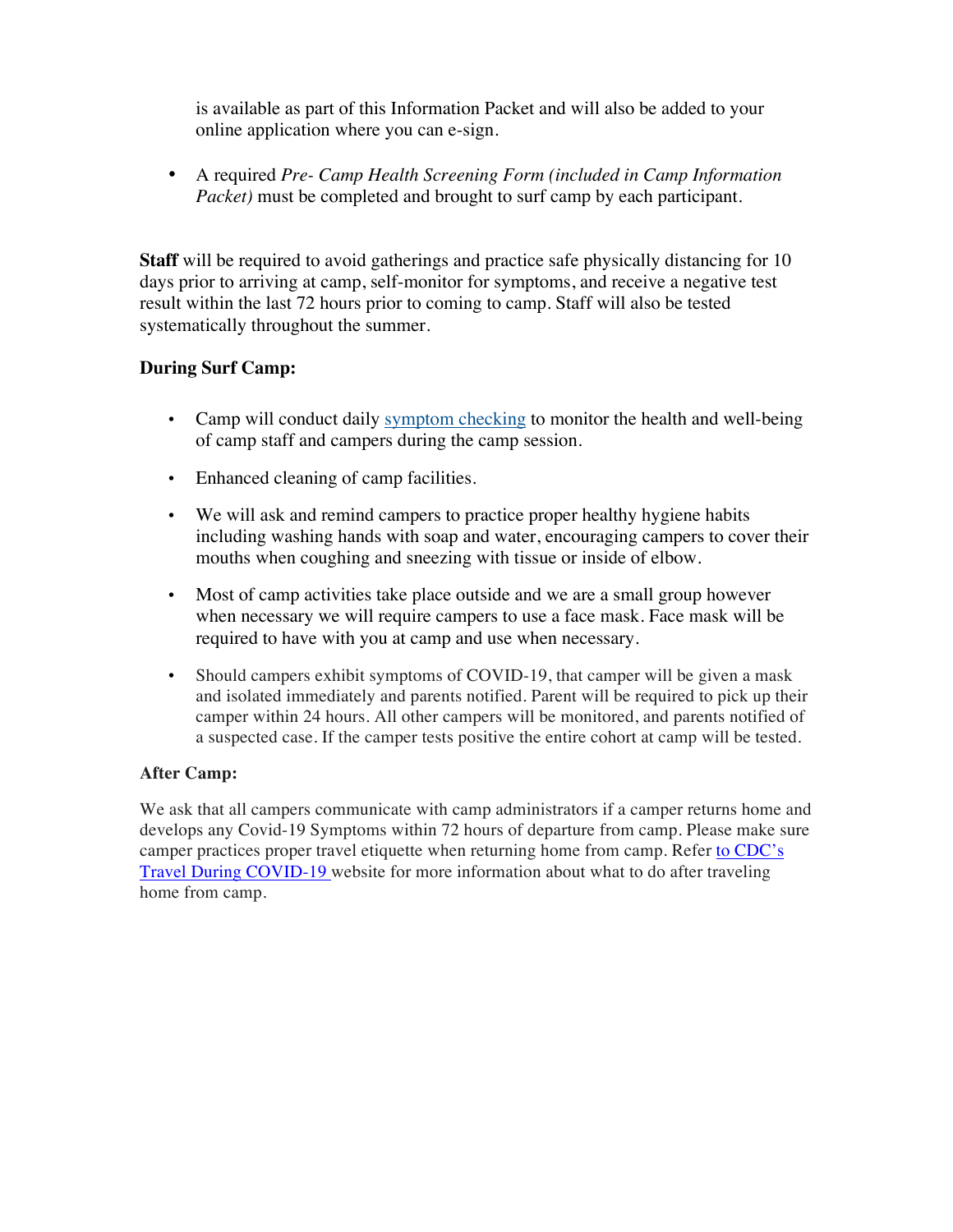is available as part of this Information Packet and will also be added to your online application where you can e-sign.

- A required *Pre- Camp Health Screening Form (included in Camp Information Packet)* must be completed and brought to surf camp by each participant.

**Staff** will be required to avoid gatherings and practice safe physically distancing for 10 days prior to arriving at camp, self-monitor for symptoms, and receive a negative test result within the last 72 hours prior to coming to camp. Staff will also be tested systematically throughout the summer.

**During Surf Camp:**

- Camp will conduct daily symptom checking to monitor the health and well-being of camp staff and campers during the camp session.
- Enhanced cleaning of camp facilities.
- We will ask and remind campers to practice proper healthy hygiene habits including washing hands with soap and water, encouraging campers to cover their mouths when coughing and sneezing with tissue or inside of elbow.
- Most of camp activities take place outside and we are a small group however when necessary we will require campers to use a face mask. Face mask will be required to have with you at camp and use when necessary.
- Should campers exhibit symptoms of COVID-19, that camper will be given a mask and isolated immediately and parents notified. Parent will be required to pick up their camper within 24 hours. All other campers will be monitored, and parents notified of a suspected case. If the camper tests positive the entire cohort at camp will be tested.

**After Camp:**

We ask that all campers communicate with camp administrators if a camper returns home and develops any Covid-19 Symptoms within 72 hours of departure from camp. Please make sure camper practices proper travel etiquette when returning home from camp. Refer to CDC's Travel During COVID-19 website for more information about what to do after traveling home from camp.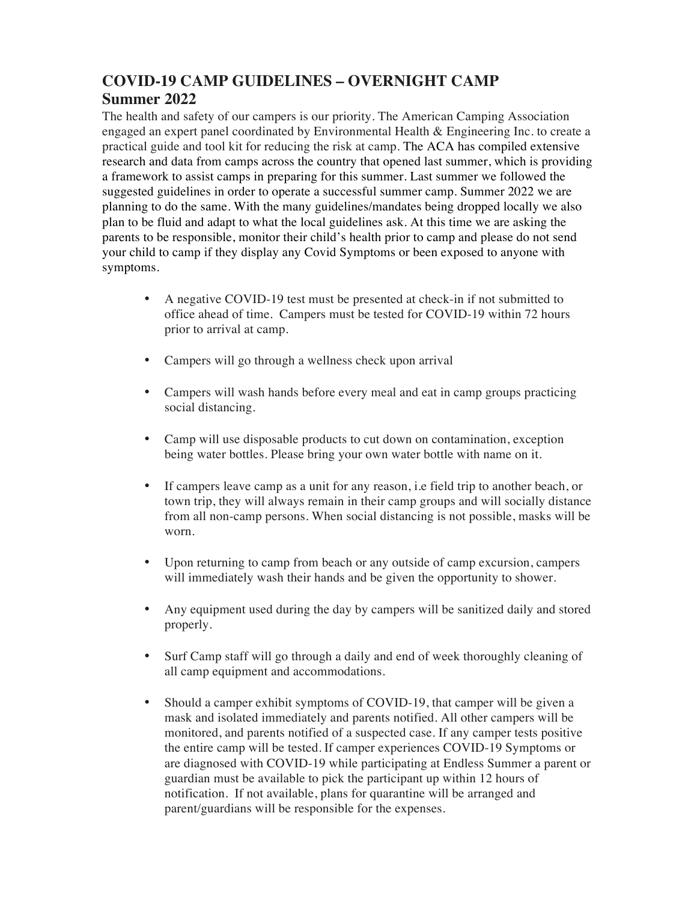# COVID-19 CAMP GUIDELINES – OVERNIGHT CAMP
## Summer 2022

The health and safety of our campers is our priority. The American Camping Association engaged an expert panel coordinated by Environmental Health & Engineering Inc. to create a practical guide and tool kit for reducing the risk at camp. The ACA has compiled extensive research and data from camps across the country that opened last summer, which is providing a framework to assist camps in preparing for this summer. Last summer we followed the suggested guidelines in order to operate a successful summer camp. Summer 2022 we are planning to do the same. With the many guidelines/mandates being dropped locally we also plan to be fluid and adapt to what the local guidelines ask. At this time we are asking the parents to be responsible, monitor their child's health prior to camp and please do not send your child to camp if they display any Covid Symptoms or been exposed to anyone with symptoms.

- A negative COVID-19 test must be presented at check-in if not submitted to office ahead of time. Campers must be tested for COVID-19 within 72 hours prior to arrival at camp.
- Campers will go through a wellness check upon arrival
- Campers will wash hands before every meal and eat in camp groups practicing social distancing.
- Camp will use disposable products to cut down on contamination, exception being water bottles. Please bring your own water bottle with name on it.
- If campers leave camp as a unit for any reason, i.e field trip to another beach, or town trip, they will always remain in their camp groups and will socially distance from all non-camp persons. When social distancing is not possible, masks will be worn.
- Upon returning to camp from beach or any outside of camp excursion, campers will immediately wash their hands and be given the opportunity to shower.
- Any equipment used during the day by campers will be sanitized daily and stored properly.
- Surf Camp staff will go through a daily and end of week thoroughly cleaning of all camp equipment and accommodations.
- Should a camper exhibit symptoms of COVID-19, that camper will be given a mask and isolated immediately and parents notified. All other campers will be monitored, and parents notified of a suspected case. If any camper tests positive the entire camp will be tested. If camper experiences COVID-19 Symptoms or are diagnosed with COVID-19 while participating at Endless Summer a parent or guardian must be available to pick the participant up within 12 hours of notification. If not available, plans for quarantine will be arranged and parent/guardians will be responsible for the expenses.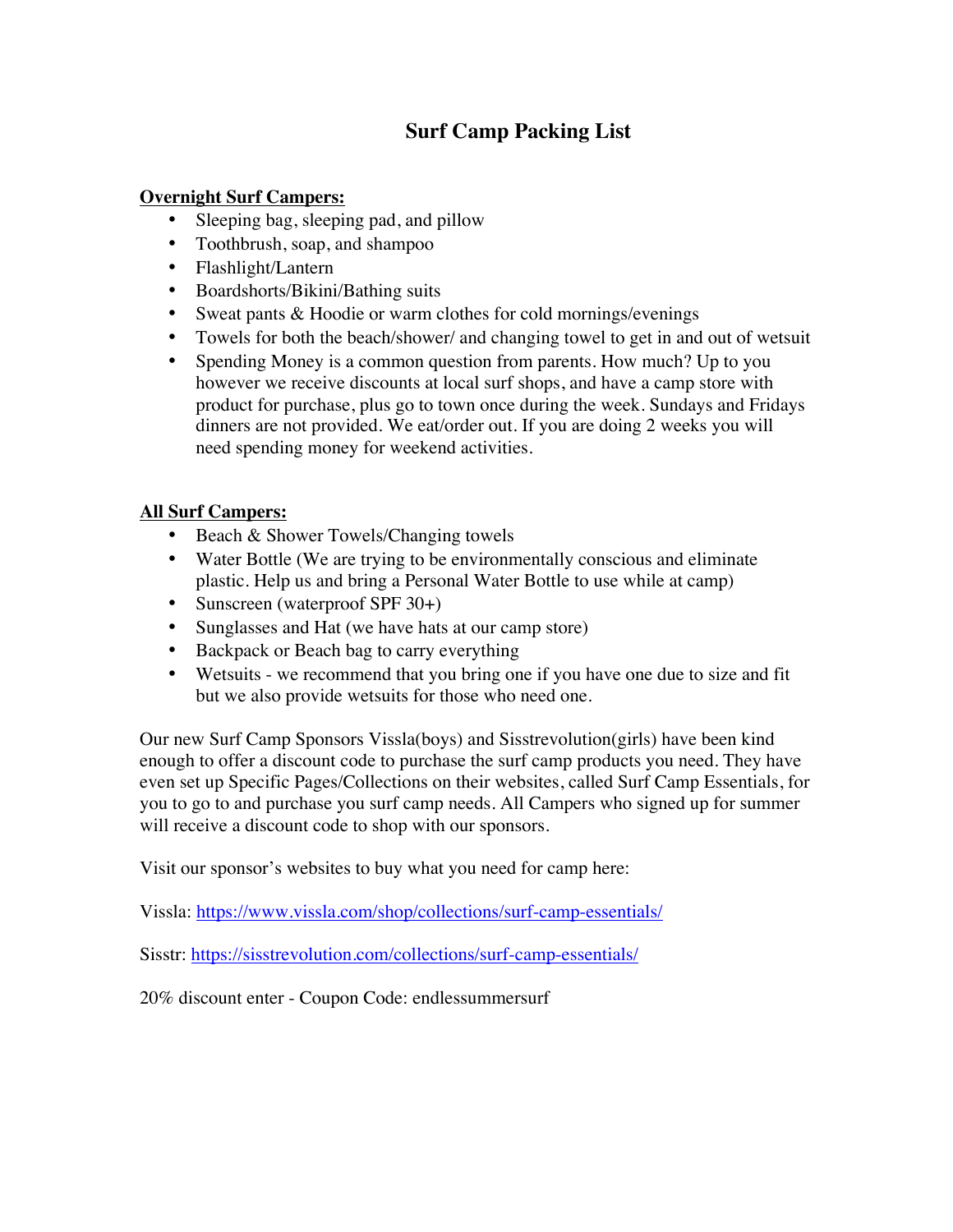# Surf Camp Packing List

**Overnight Surf Campers:**

- Sleeping bag, sleeping pad, and pillow
- Toothbrush, soap, and shampoo
- Flashlight/Lantern
- Boardshorts/Bikini/Bathing suits
- Sweat pants & Hoodie or warm clothes for cold mornings/evenings
- Towels for both the beach/shower/ and changing towel to get in and out of wetsuit
- Spending Money is a common question from parents. How much? Up to you however we receive discounts at local surf shops, and have a camp store with product for purchase, plus go to town once during the week. Sundays and Fridays dinners are not provided. We eat/order out. If you are doing 2 weeks you will need spending money for weekend activities.

**All Surf Campers:**

- Beach & Shower Towels/Changing towels
- Water Bottle (We are trying to be environmentally conscious and eliminate plastic. Help us and bring a Personal Water Bottle to use while at camp)
- Sunscreen (waterproof SPF 30+)
- Sunglasses and Hat (we have hats at our camp store)
- Backpack or Beach bag to carry everything
- Wetsuits - we recommend that you bring one if you have one due to size and fit but we also provide wetsuits for those who need one.

Our new Surf Camp Sponsors Vissla(boys) and Sisstrevolution(girls) have been kind enough to offer a discount code to purchase the surf camp products you need. They have even set up Specific Pages/Collections on their websites, called Surf Camp Essentials, for you to go to and purchase you surf camp needs. All Campers who signed up for summer will receive a discount code to shop with our sponsors.

Visit our sponsor's websites to buy what you need for camp here:

Vissla: https://www.vissla.com/shop/collections/surf-camp-essentials/

Sisstr: https://sisstrevolution.com/collections/surf-camp-essentials/

20% discount enter - Coupon Code: endlessummersurf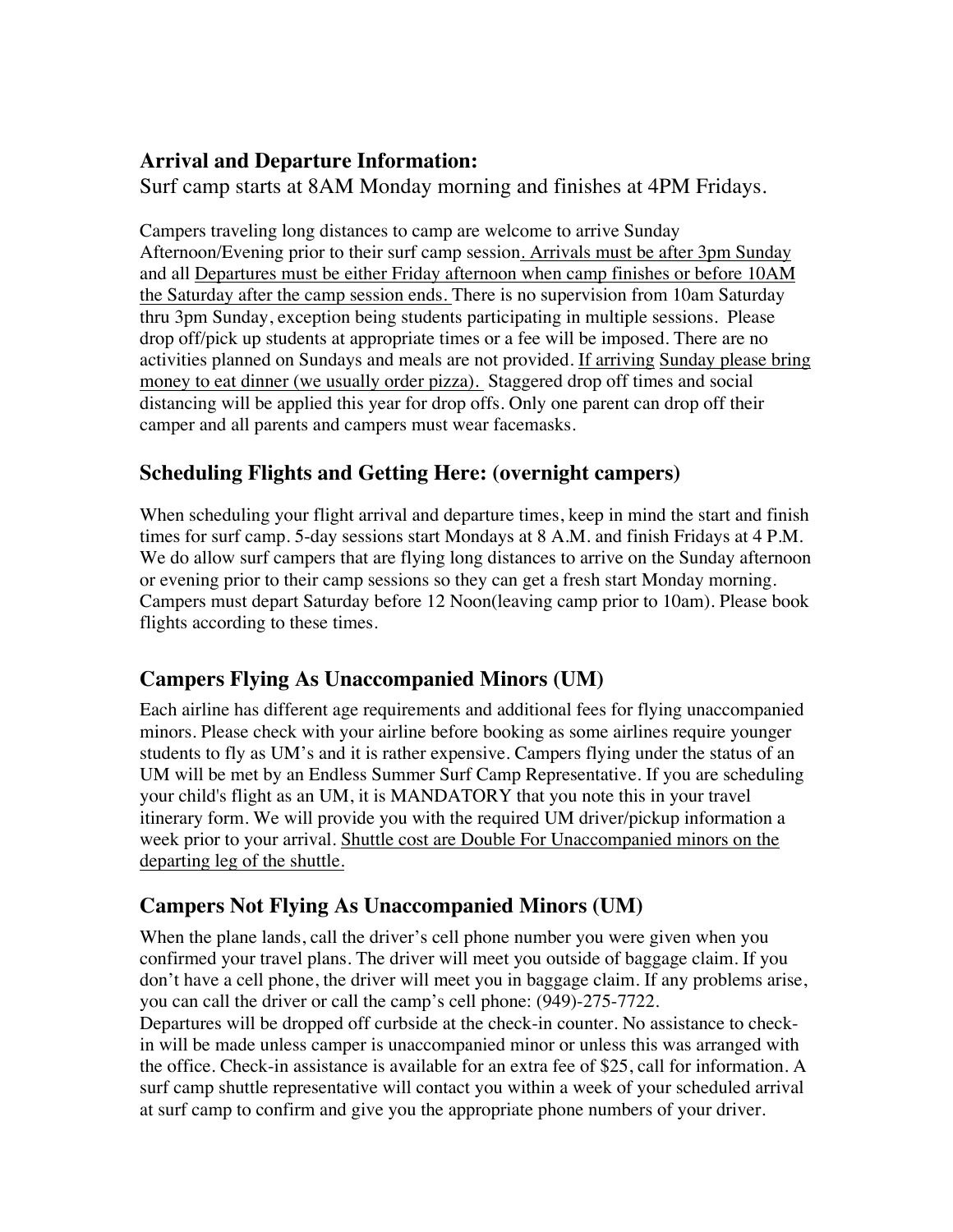## Arrival and Departure Information:

Surf camp starts at 8AM Monday morning and finishes at 4PM Fridays.

Campers traveling long distances to camp are welcome to arrive Sunday Afternoon/Evening prior to their surf camp session. Arrivals must be after 3pm Sunday and all Departures must be either Friday afternoon when camp finishes or before 10AM the Saturday after the camp session ends. There is no supervision from 10am Saturday thru 3pm Sunday, exception being students participating in multiple sessions. Please drop off/pick up students at appropriate times or a fee will be imposed. There are no activities planned on Sundays and meals are not provided. If arriving Sunday please bring money to eat dinner (we usually order pizza). Staggered drop off times and social distancing will be applied this year for drop offs. Only one parent can drop off their camper and all parents and campers must wear facemasks.

## Scheduling Flights and Getting Here: (overnight campers)

When scheduling your flight arrival and departure times, keep in mind the start and finish times for surf camp. 5-day sessions start Mondays at 8 A.M. and finish Fridays at 4 P.M. We do allow surf campers that are flying long distances to arrive on the Sunday afternoon or evening prior to their camp sessions so they can get a fresh start Monday morning. Campers must depart Saturday before 12 Noon(leaving camp prior to 10am). Please book flights according to these times.

## Campers Flying As Unaccompanied Minors (UM)

Each airline has different age requirements and additional fees for flying unaccompanied minors. Please check with your airline before booking as some airlines require younger students to fly as UM's and it is rather expensive. Campers flying under the status of an UM will be met by an Endless Summer Surf Camp Representative. If you are scheduling your child's flight as an UM, it is MANDATORY that you note this in your travel itinerary form. We will provide you with the required UM driver/pickup information a week prior to your arrival. Shuttle cost are Double For Unaccompanied minors on the departing leg of the shuttle.

## Campers Not Flying As Unaccompanied Minors (UM)

When the plane lands, call the driver's cell phone number you were given when you confirmed your travel plans. The driver will meet you outside of baggage claim. If you don't have a cell phone, the driver will meet you in baggage claim. If any problems arise, you can call the driver or call the camp's cell phone: (949)-275-7722.

Departures will be dropped off curbside at the check-in counter. No assistance to check-in will be made unless camper is unaccompanied minor or unless this was arranged with the office. Check-in assistance is available for an extra fee of $25, call for information. A surf camp shuttle representative will contact you within a week of your scheduled arrival at surf camp to confirm and give you the appropriate phone numbers of your driver.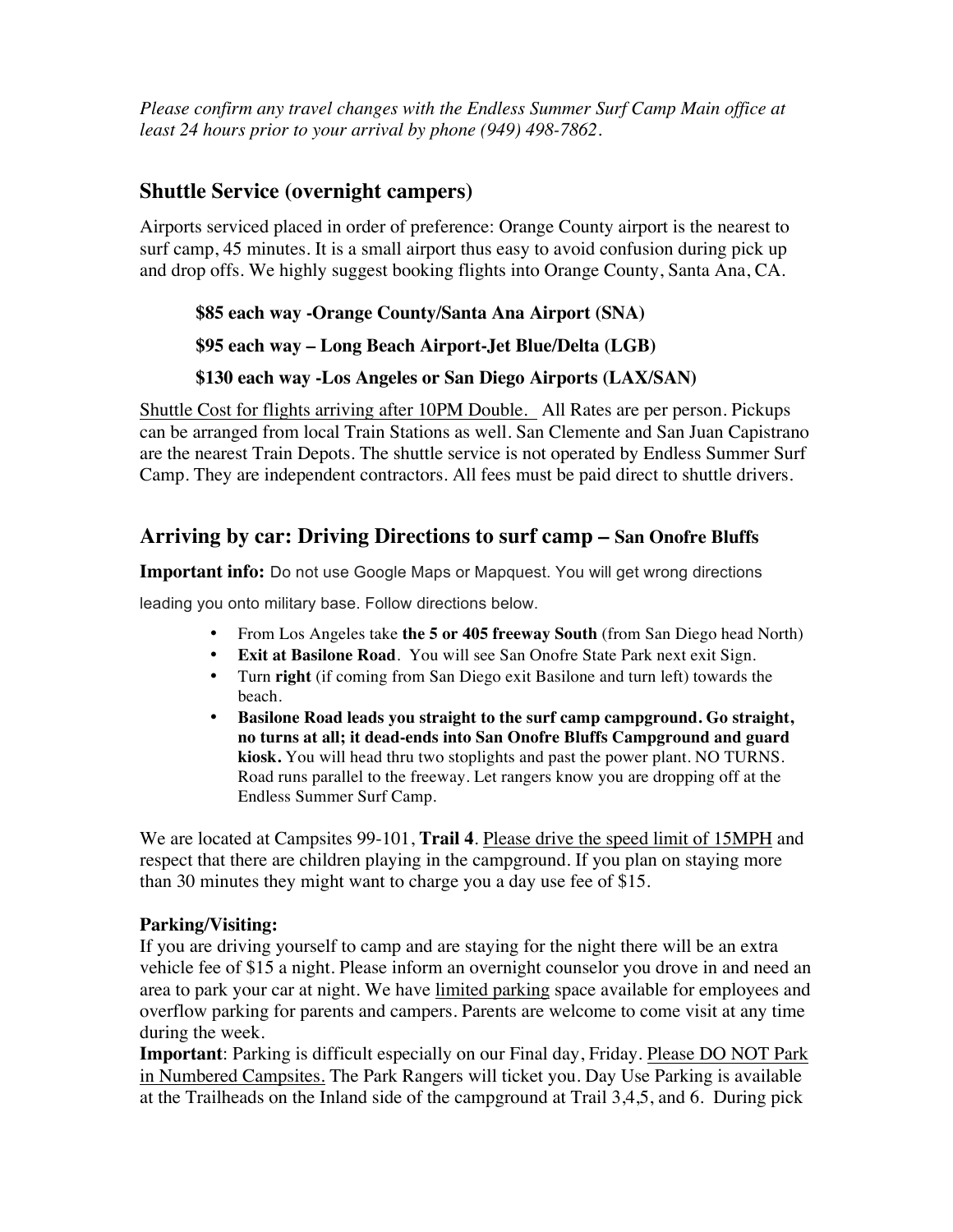*Please confirm any travel changes with the Endless Summer Surf Camp Main office at least 24 hours prior to your arrival by phone (949) 498-7862.*

## Shuttle Service (overnight campers)

Airports serviced placed in order of preference: Orange County airport is the nearest to surf camp, 45 minutes. It is a small airport thus easy to avoid confusion during pick up and drop offs. We highly suggest booking flights into Orange County, Santa Ana, CA.

**$85 each way -Orange County/Santa Ana Airport (SNA)**

**$95 each way – Long Beach Airport-Jet Blue/Delta (LGB)**

**$130 each way -Los Angeles or San Diego Airports (LAX/SAN)**

<u>Shuttle Cost for flights arriving after 10PM Double.</u> All Rates are per person. Pickups can be arranged from local Train Stations as well. San Clemente and San Juan Capistrano are the nearest Train Depots. The shuttle service is not operated by Endless Summer Surf Camp. They are independent contractors. All fees must be paid direct to shuttle drivers.

## Arriving by car: Driving Directions to surf camp – San Onofre Bluffs

**Important info:** Do not use Google Maps or Mapquest. You will get wrong directions leading you onto military base. Follow directions below.

- From Los Angeles take **the 5 or 405 freeway South** (from San Diego head North)
- **Exit at Basilone Road**. You will see San Onofre State Park next exit Sign.
- Turn **right** (if coming from San Diego exit Basilone and turn left) towards the beach.
- **Basilone Road leads you straight to the surf camp campground. Go straight, no turns at all; it dead-ends into San Onofre Bluffs Campground and guard kiosk.** You will head thru two stoplights and past the power plant. NO TURNS. Road runs parallel to the freeway. Let rangers know you are dropping off at the Endless Summer Surf Camp.

We are located at Campsites 99-101, **Trail 4**. <u>Please drive the speed limit of 15MPH</u> and respect that there are children playing in the campground. If you plan on staying more than 30 minutes they might want to charge you a day use fee of $15.

**Parking/Visiting:**
If you are driving yourself to camp and are staying for the night there will be an extra vehicle fee of $15 a night. Please inform an overnight counselor you drove in and need an area to park your car at night. We have <u>limited parking</u> space available for employees and overflow parking for parents and campers. Parents are welcome to come visit at any time during the week.
**Important**: Parking is difficult especially on our Final day, Friday. <u>Please DO NOT Park in Numbered Campsites.</u> The Park Rangers will ticket you. Day Use Parking is available at the Trailheads on the Inland side of the campground at Trail 3,4,5, and 6. During pick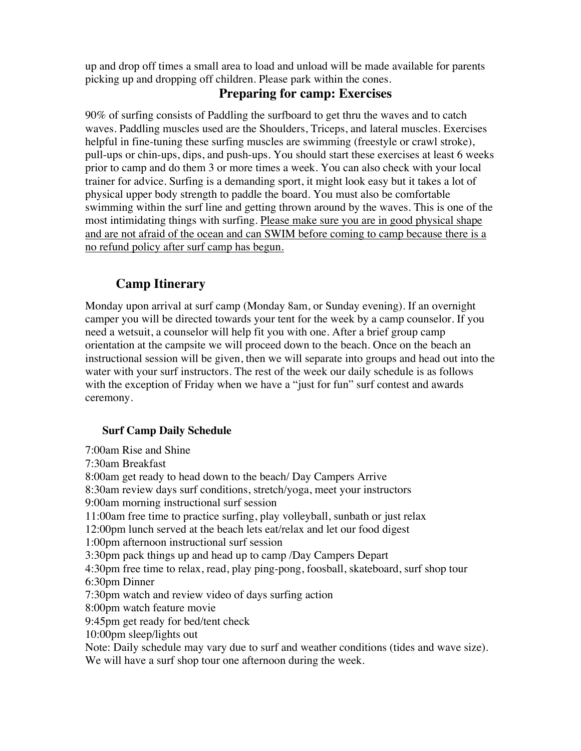up and drop off times a small area to load and unload will be made available for parents picking up and dropping off children. Please park within the cones.

## Preparing for camp: Exercises

90% of surfing consists of Paddling the surfboard to get thru the waves and to catch waves. Paddling muscles used are the Shoulders, Triceps, and lateral muscles. Exercises helpful in fine-tuning these surfing muscles are swimming (freestyle or crawl stroke), pull-ups or chin-ups, dips, and push-ups. You should start these exercises at least 6 weeks prior to camp and do them 3 or more times a week. You can also check with your local trainer for advice. Surfing is a demanding sport, it might look easy but it takes a lot of physical upper body strength to paddle the board. You must also be comfortable swimming within the surf line and getting thrown around by the waves. This is one of the most intimidating things with surfing. <u>Please make sure you are in good physical shape and are not afraid of the ocean and can SWIM before coming to camp because there is a no refund policy after surf camp has begun.</u>

## Camp Itinerary

Monday upon arrival at surf camp (Monday 8am, or Sunday evening). If an overnight camper you will be directed towards your tent for the week by a camp counselor. If you need a wetsuit, a counselor will help fit you with one. After a brief group camp orientation at the campsite we will proceed down to the beach. Once on the beach an instructional session will be given, then we will separate into groups and head out into the water with your surf instructors. The rest of the week our daily schedule is as follows with the exception of Friday when we have a "just for fun" surf contest and awards ceremony.

### Surf Camp Daily Schedule

7:00am Rise and Shine
7:30am Breakfast
8:00am get ready to head down to the beach/ Day Campers Arrive
8:30am review days surf conditions, stretch/yoga, meet your instructors
9:00am morning instructional surf session
11:00am free time to practice surfing, play volleyball, sunbath or just relax
12:00pm lunch served at the beach lets eat/relax and let our food digest
1:00pm afternoon instructional surf session
3:30pm pack things up and head up to camp /Day Campers Depart
4:30pm free time to relax, read, play ping-pong, foosball, skateboard, surf shop tour
6:30pm Dinner
7:30pm watch and review video of days surfing action
8:00pm watch feature movie
9:45pm get ready for bed/tent check
10:00pm sleep/lights out
Note: Daily schedule may vary due to surf and weather conditions (tides and wave size). We will have a surf shop tour one afternoon during the week.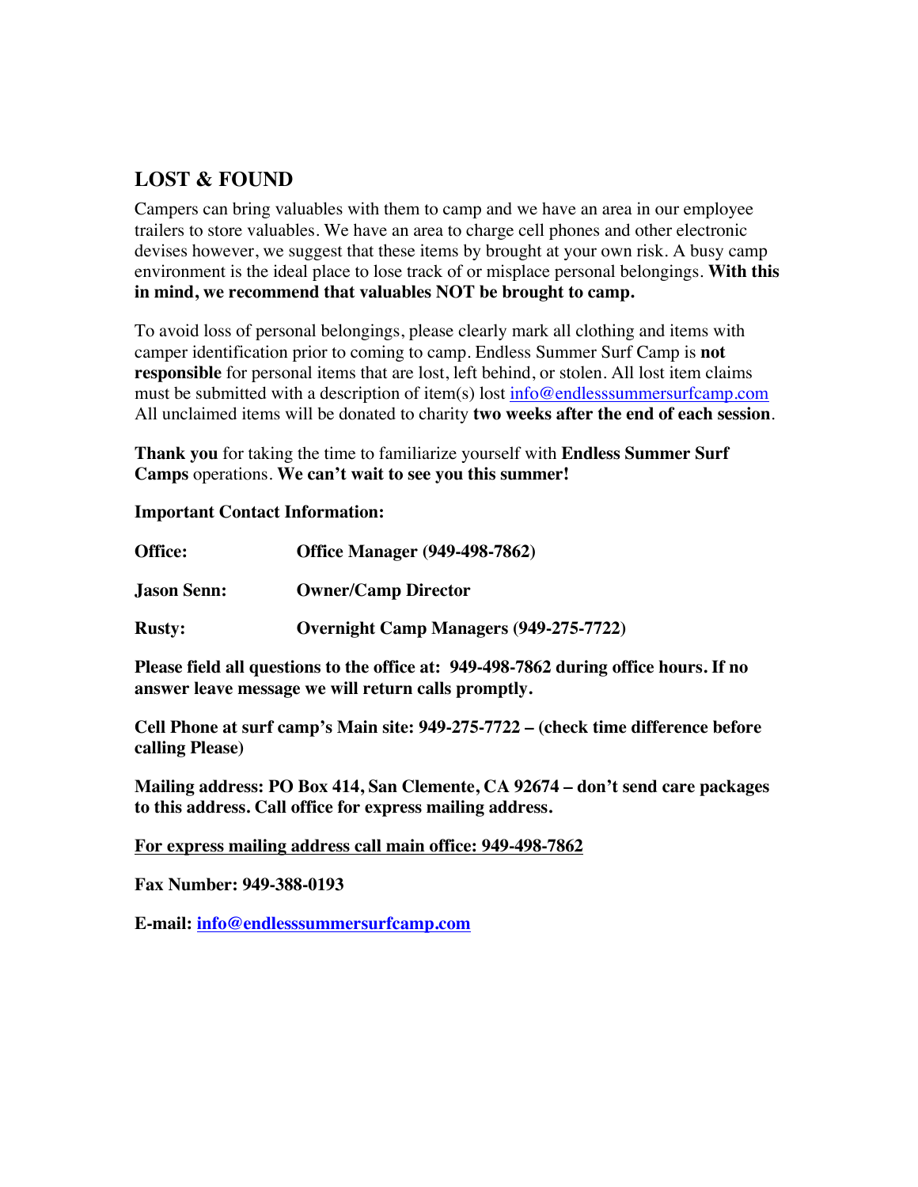## LOST & FOUND

Campers can bring valuables with them to camp and we have an area in our employee trailers to store valuables. We have an area to charge cell phones and other electronic devises however, we suggest that these items by brought at your own risk. A busy camp environment is the ideal place to lose track of or misplace personal belongings. **With this in mind, we recommend that valuables NOT be brought to camp.**

To avoid loss of personal belongings, please clearly mark all clothing and items with camper identification prior to coming to camp. Endless Summer Surf Camp is **not responsible** for personal items that are lost, left behind, or stolen. All lost item claims must be submitted with a description of item(s) lost info@endlesssummersurfcamp.com All unclaimed items will be donated to charity **two weeks after the end of each session**.

**Thank you** for taking the time to familiarize yourself with **Endless Summer Surf Camps** operations. **We can't wait to see you this summer!**

**Important Contact Information:**

| | |
|---|---|
| **Office:** | **Office Manager (949-498-7862)** |
| **Jason Senn:** | **Owner/Camp Director** |
| **Rusty:** | **Overnight Camp Managers (949-275-7722)** |

**Please field all questions to the office at: 949-498-7862 during office hours. If no answer leave message we will return calls promptly.**

**Cell Phone at surf camp's Main site: 949-275-7722 – (check time difference before calling Please)**

**Mailing address: PO Box 414, San Clemente, CA 92674 – don't send care packages to this address. Call office for express mailing address.**

**For express mailing address call main office: 949-498-7862**

**Fax Number: 949-388-0193**

**E-mail: info@endlesssummersurfcamp.com**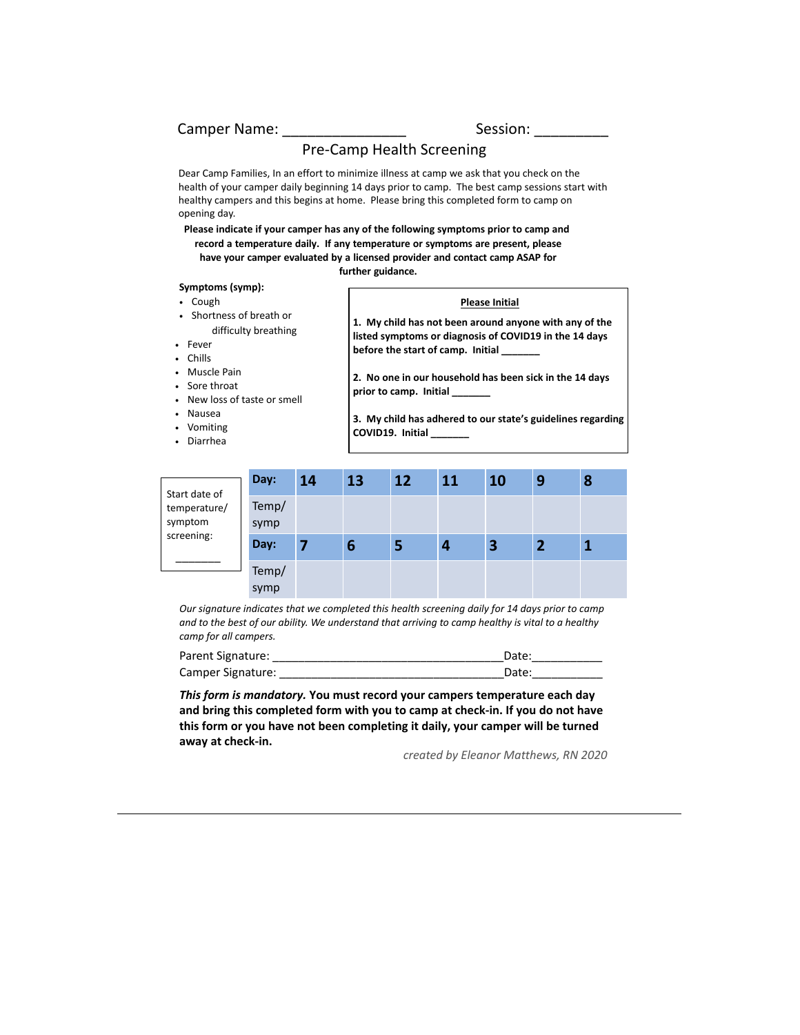Camper Name: _______________ Session: _________

## Pre-Camp Health Screening

Dear Camp Families, In an effort to minimize illness at camp we ask that you check on the health of your camper daily beginning 14 days prior to camp. The best camp sessions start with healthy campers and this begins at home. Please bring this completed form to camp on opening day.

**Please indicate if your camper has any of the following symptoms prior to camp and record a temperature daily. If any temperature or symptoms are present, please have your camper evaluated by a licensed provider and contact camp ASAP for further guidance.**

**Symptoms (symp):**

- Cough
- Shortness of breath or difficulty breathing
- Fever
- Chills
- Muscle Pain
- Sore throat
- New loss of taste or smell
- Nausea
- Vomiting
- Diarrhea

**Please Initial**

**1. My child has not been around anyone with any of the listed symptoms or diagnosis of COVID19 in the 14 days before the start of camp. Initial _______**

**2. No one in our household has been sick in the 14 days prior to camp. Initial _______**

**3. My child has adhered to our state's guidelines regarding COVID19. Initial _______**

Start date of temperature/ symptom screening: _______

| Day: | 14 | 13 | 12 | 11 | 10 | 9 | 8 |
|---|---|---|---|---|---|---|---|
| Temp/ symp | | | | | | | |
| **Day:** | **7** | **6** | **5** | **4** | **3** | **2** | **1** |
| Temp/ symp | | | | | | | |

*Our signature indicates that we completed this health screening daily for 14 days prior to camp and to the best of our ability. We understand that arriving to camp healthy is vital to a healthy camp for all campers.*

Parent Signature: ___________________________________Date:___________

Camper Signature: ___________________________________Date:___________

***This form is mandatory.* You must record your campers temperature each day and bring this completed form with you to camp at check-in. If you do not have this form or you have not been completing it daily, your camper will be turned away at check-in.**

*created by Eleanor Matthews, RN 2020*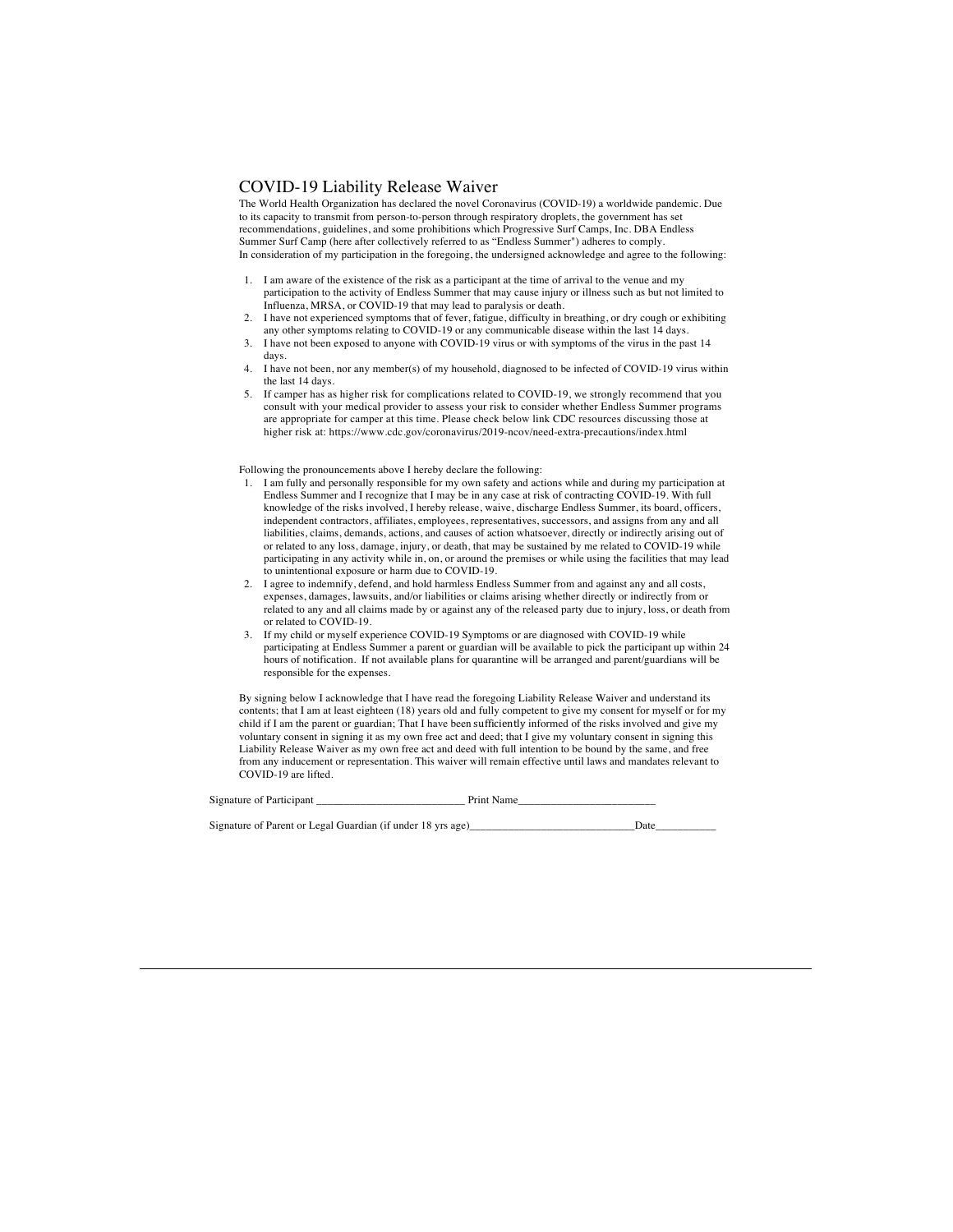# COVID-19 Liability Release Waiver

The World Health Organization has declared the novel Coronavirus (COVID-19) a worldwide pandemic. Due to its capacity to transmit from person-to-person through respiratory droplets, the government has set recommendations, guidelines, and some prohibitions which Progressive Surf Camps, Inc. DBA Endless Summer Surf Camp (here after collectively referred to as "Endless Summer") adheres to comply.
In consideration of my participation in the foregoing, the undersigned acknowledge and agree to the following:

1. I am aware of the existence of the risk as a participant at the time of arrival to the venue and my participation to the activity of Endless Summer that may cause injury or illness such as but not limited to Influenza, MRSA, or COVID-19 that may lead to paralysis or death.
2. I have not experienced symptoms that of fever, fatigue, difficulty in breathing, or dry cough or exhibiting any other symptoms relating to COVID-19 or any communicable disease within the last 14 days.
3. I have not been exposed to anyone with COVID-19 virus or with symptoms of the virus in the past 14 days.
4. I have not been, nor any member(s) of my household, diagnosed to be infected of COVID-19 virus within the last 14 days.
5. If camper has as higher risk for complications related to COVID-19, we strongly recommend that you consult with your medical provider to assess your risk to consider whether Endless Summer programs are appropriate for camper at this time. Please check below link CDC resources discussing those at higher risk at: https://www.cdc.gov/coronavirus/2019-ncov/need-extra-precautions/index.html

Following the pronouncements above I hereby declare the following:

1. I am fully and personally responsible for my own safety and actions while and during my participation at Endless Summer and I recognize that I may be in any case at risk of contracting COVID-19. With full knowledge of the risks involved, I hereby release, waive, discharge Endless Summer, its board, officers, independent contractors, affiliates, employees, representatives, successors, and assigns from any and all liabilities, claims, demands, actions, and causes of action whatsoever, directly or indirectly arising out of or related to any loss, damage, injury, or death, that may be sustained by me related to COVID-19 while participating in any activity while in, on, or around the premises or while using the facilities that may lead to unintentional exposure or harm due to COVID-19.
2. I agree to indemnify, defend, and hold harmless Endless Summer from and against any and all costs, expenses, damages, lawsuits, and/or liabilities or claims arising whether directly or indirectly from or related to any and all claims made by or against any of the released party due to injury, loss, or death from or related to COVID-19.
3. If my child or myself experience COVID-19 Symptoms or are diagnosed with COVID-19 while participating at Endless Summer a parent or guardian will be available to pick the participant up within 24 hours of notification. If not available plans for quarantine will be arranged and parent/guardians will be responsible for the expenses.

By signing below I acknowledge that I have read the foregoing Liability Release Waiver and understand its contents; that I am at least eighteen (18) years old and fully competent to give my consent for myself or for my child if I am the parent or guardian; That I have been sufficiently informed of the risks involved and give my voluntary consent in signing it as my own free act and deed; that I give my voluntary consent in signing this Liability Release Waiver as my own free act and deed with full intention to be bound by the same, and free from any inducement or representation. This waiver will remain effective until laws and mandates relevant to COVID-19 are lifted.

Signature of Participant ___________________________ Print Name_________________________

Signature of Parent or Legal Guardian (if under 18 yrs age)______________________________Date___________